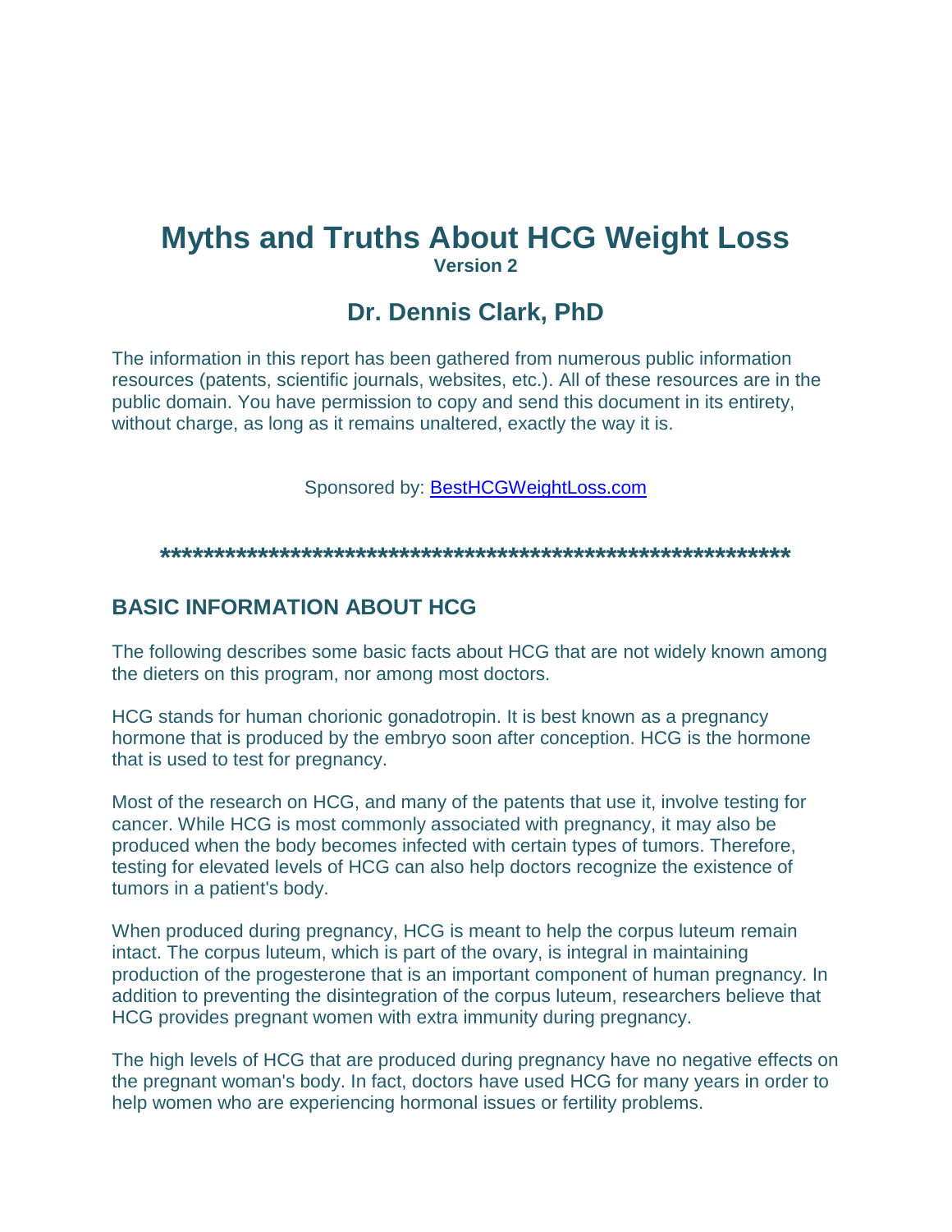# Myths and Truths About HCG Weight Loss

**Version 2**

## Dr. Dennis Clark, PhD

The information in this report has been gathered from numerous public information resources (patents, scientific journals, websites, etc.). All of these resources are in the public domain. You have permission to copy and send this document in its entirety, without charge, as long as it remains unaltered, exactly the way it is.

Sponsored by: [BestHCGWeightLoss.com](BestHCGWeightLoss.com)

**********************************************************

### BASIC INFORMATION ABOUT HCG

The following describes some basic facts about HCG that are not widely known among the dieters on this program, nor among most doctors.

HCG stands for human chorionic gonadotropin. It is best known as a pregnancy hormone that is produced by the embryo soon after conception. HCG is the hormone that is used to test for pregnancy.

Most of the research on HCG, and many of the patents that use it, involve testing for cancer. While HCG is most commonly associated with pregnancy, it may also be produced when the body becomes infected with certain types of tumors. Therefore, testing for elevated levels of HCG can also help doctors recognize the existence of tumors in a patient's body.

When produced during pregnancy, HCG is meant to help the corpus luteum remain intact. The corpus luteum, which is part of the ovary, is integral in maintaining production of the progesterone that is an important component of human pregnancy. In addition to preventing the disintegration of the corpus luteum, researchers believe that HCG provides pregnant women with extra immunity during pregnancy.

The high levels of HCG that are produced during pregnancy have no negative effects on the pregnant woman's body. In fact, doctors have used HCG for many years in order to help women who are experiencing hormonal issues or fertility problems.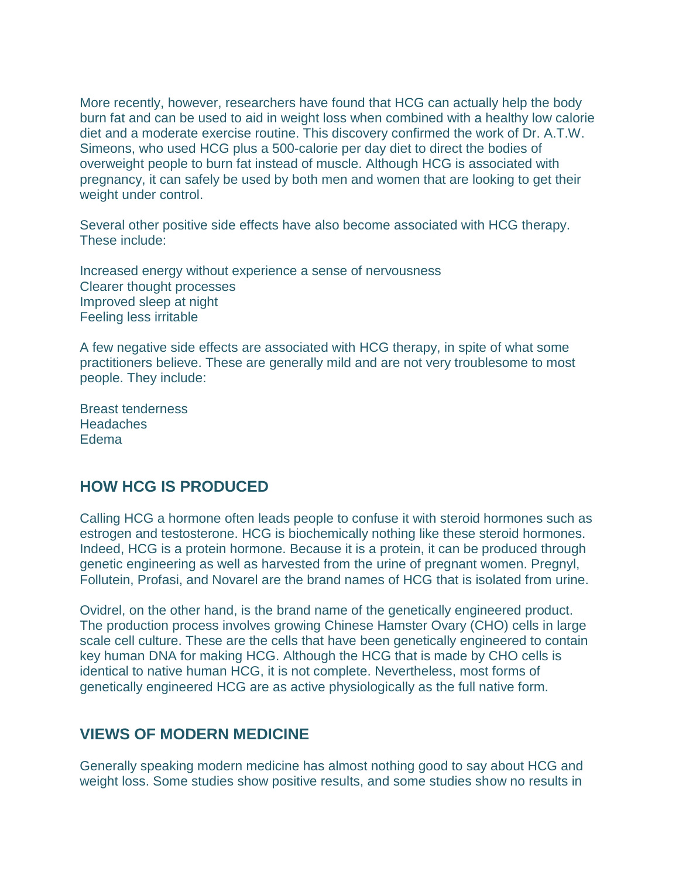More recently, however, researchers have found that HCG can actually help the body burn fat and can be used to aid in weight loss when combined with a healthy low calorie diet and a moderate exercise routine. This discovery confirmed the work of Dr. A.T.W. Simeons, who used HCG plus a 500-calorie per day diet to direct the bodies of overweight people to burn fat instead of muscle. Although HCG is associated with pregnancy, it can safely be used by both men and women that are looking to get their weight under control.

Several other positive side effects have also become associated with HCG therapy. These include:

Increased energy without experience a sense of nervousness
Clearer thought processes
Improved sleep at night
Feeling less irritable

A few negative side effects are associated with HCG therapy, in spite of what some practitioners believe. These are generally mild and are not very troublesome to most people. They include:

Breast tenderness
Headaches
Edema

## HOW HCG IS PRODUCED

Calling HCG a hormone often leads people to confuse it with steroid hormones such as estrogen and testosterone. HCG is biochemically nothing like these steroid hormones. Indeed, HCG is a protein hormone. Because it is a protein, it can be produced through genetic engineering as well as harvested from the urine of pregnant women. Pregnyl, Follutein, Profasi, and Novarel are the brand names of HCG that is isolated from urine.

Ovidrel, on the other hand, is the brand name of the genetically engineered product. The production process involves growing Chinese Hamster Ovary (CHO) cells in large scale cell culture. These are the cells that have been genetically engineered to contain key human DNA for making HCG. Although the HCG that is made by CHO cells is identical to native human HCG, it is not complete. Nevertheless, most forms of genetically engineered HCG are as active physiologically as the full native form.

## VIEWS OF MODERN MEDICINE

Generally speaking modern medicine has almost nothing good to say about HCG and weight loss. Some studies show positive results, and some studies show no results in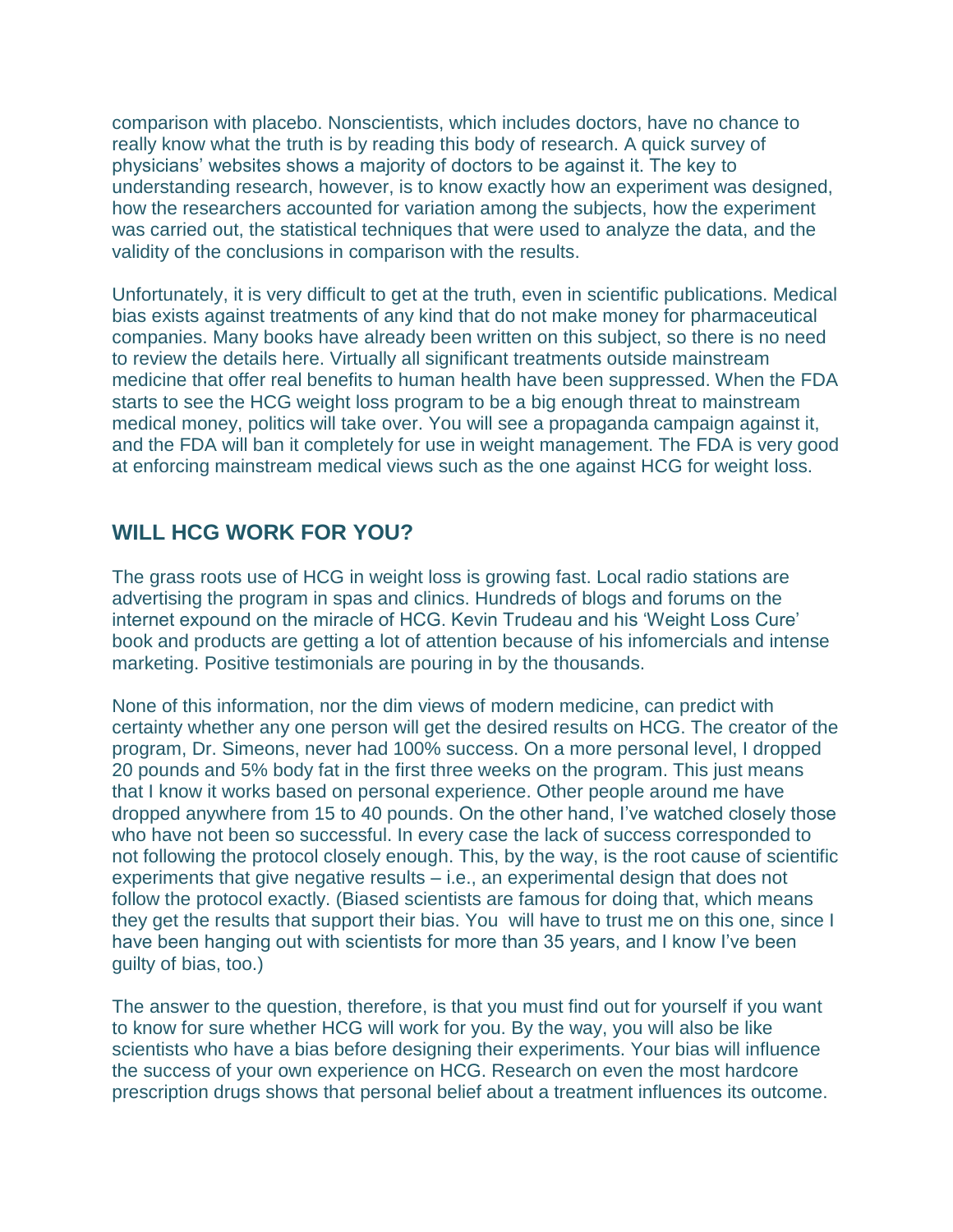comparison with placebo. Nonscientists, which includes doctors, have no chance to really know what the truth is by reading this body of research. A quick survey of physicians' websites shows a majority of doctors to be against it. The key to understanding research, however, is to know exactly how an experiment was designed, how the researchers accounted for variation among the subjects, how the experiment was carried out, the statistical techniques that were used to analyze the data, and the validity of the conclusions in comparison with the results.

Unfortunately, it is very difficult to get at the truth, even in scientific publications. Medical bias exists against treatments of any kind that do not make money for pharmaceutical companies. Many books have already been written on this subject, so there is no need to review the details here. Virtually all significant treatments outside mainstream medicine that offer real benefits to human health have been suppressed. When the FDA starts to see the HCG weight loss program to be a big enough threat to mainstream medical money, politics will take over. You will see a propaganda campaign against it, and the FDA will ban it completely for use in weight management. The FDA is very good at enforcing mainstream medical views such as the one against HCG for weight loss.

## WILL HCG WORK FOR YOU?

The grass roots use of HCG in weight loss is growing fast. Local radio stations are advertising the program in spas and clinics. Hundreds of blogs and forums on the internet expound on the miracle of HCG. Kevin Trudeau and his 'Weight Loss Cure' book and products are getting a lot of attention because of his infomercials and intense marketing. Positive testimonials are pouring in by the thousands.

None of this information, nor the dim views of modern medicine, can predict with certainty whether any one person will get the desired results on HCG. The creator of the program, Dr. Simeons, never had 100% success. On a more personal level, I dropped 20 pounds and 5% body fat in the first three weeks on the program. This just means that I know it works based on personal experience. Other people around me have dropped anywhere from 15 to 40 pounds. On the other hand, I've watched closely those who have not been so successful. In every case the lack of success corresponded to not following the protocol closely enough. This, by the way, is the root cause of scientific experiments that give negative results – i.e., an experimental design that does not follow the protocol exactly. (Biased scientists are famous for doing that, which means they get the results that support their bias. You will have to trust me on this one, since I have been hanging out with scientists for more than 35 years, and I know I've been guilty of bias, too.)

The answer to the question, therefore, is that you must find out for yourself if you want to know for sure whether HCG will work for you. By the way, you will also be like scientists who have a bias before designing their experiments. Your bias will influence the success of your own experience on HCG. Research on even the most hardcore prescription drugs shows that personal belief about a treatment influences its outcome.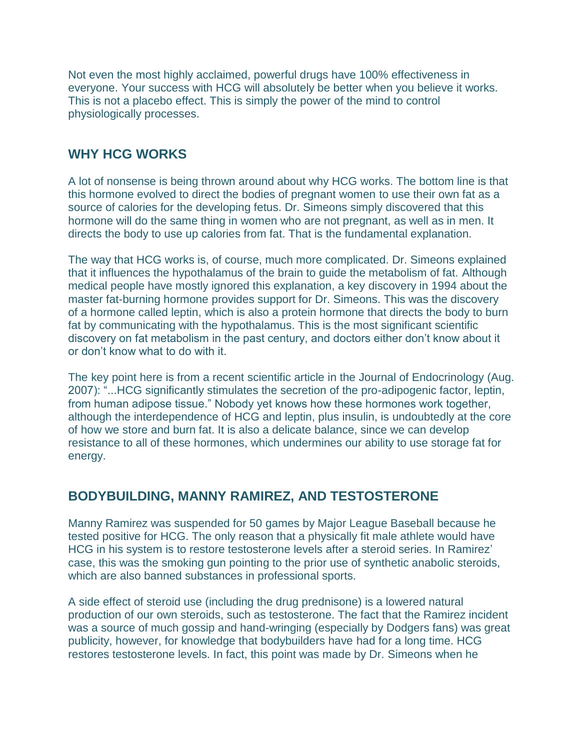Not even the most highly acclaimed, powerful drugs have 100% effectiveness in everyone. Your success with HCG will absolutely be better when you believe it works. This is not a placebo effect. This is simply the power of the mind to control physiologically processes.

## WHY HCG WORKS

A lot of nonsense is being thrown around about why HCG works. The bottom line is that this hormone evolved to direct the bodies of pregnant women to use their own fat as a source of calories for the developing fetus. Dr. Simeons simply discovered that this hormone will do the same thing in women who are not pregnant, as well as in men. It directs the body to use up calories from fat. That is the fundamental explanation.

The way that HCG works is, of course, much more complicated. Dr. Simeons explained that it influences the hypothalamus of the brain to guide the metabolism of fat. Although medical people have mostly ignored this explanation, a key discovery in 1994 about the master fat-burning hormone provides support for Dr. Simeons. This was the discovery of a hormone called leptin, which is also a protein hormone that directs the body to burn fat by communicating with the hypothalamus. This is the most significant scientific discovery on fat metabolism in the past century, and doctors either don't know about it or don't know what to do with it.

The key point here is from a recent scientific article in the Journal of Endocrinology (Aug. 2007): "...HCG significantly stimulates the secretion of the pro-adipogenic factor, leptin, from human adipose tissue." Nobody yet knows how these hormones work together, although the interdependence of HCG and leptin, plus insulin, is undoubtedly at the core of how we store and burn fat. It is also a delicate balance, since we can develop resistance to all of these hormones, which undermines our ability to use storage fat for energy.

## BODYBUILDING, MANNY RAMIREZ, AND TESTOSTERONE

Manny Ramirez was suspended for 50 games by Major League Baseball because he tested positive for HCG. The only reason that a physically fit male athlete would have HCG in his system is to restore testosterone levels after a steroid series. In Ramirez' case, this was the smoking gun pointing to the prior use of synthetic anabolic steroids, which are also banned substances in professional sports.

A side effect of steroid use (including the drug prednisone) is a lowered natural production of our own steroids, such as testosterone. The fact that the Ramirez incident was a source of much gossip and hand-wringing (especially by Dodgers fans) was great publicity, however, for knowledge that bodybuilders have had for a long time. HCG restores testosterone levels. In fact, this point was made by Dr. Simeons when he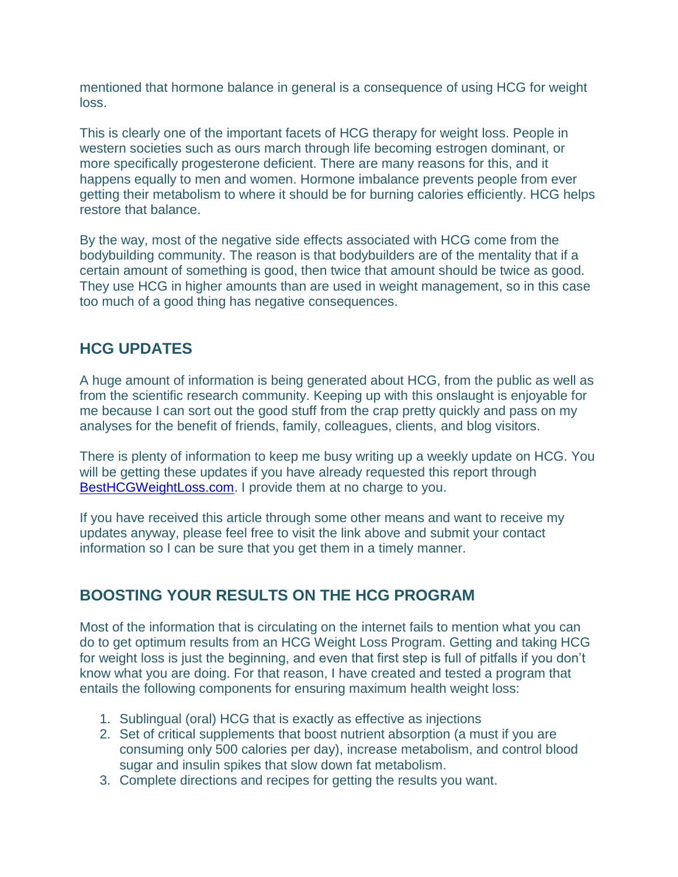mentioned that hormone balance in general is a consequence of using HCG for weight loss.

This is clearly one of the important facets of HCG therapy for weight loss. People in western societies such as ours march through life becoming estrogen dominant, or more specifically progesterone deficient. There are many reasons for this, and it happens equally to men and women. Hormone imbalance prevents people from ever getting their metabolism to where it should be for burning calories efficiently. HCG helps restore that balance.

By the way, most of the negative side effects associated with HCG come from the bodybuilding community. The reason is that bodybuilders are of the mentality that if a certain amount of something is good, then twice that amount should be twice as good. They use HCG in higher amounts than are used in weight management, so in this case too much of a good thing has negative consequences.

## HCG UPDATES

A huge amount of information is being generated about HCG, from the public as well as from the scientific research community. Keeping up with this onslaught is enjoyable for me because I can sort out the good stuff from the crap pretty quickly and pass on my analyses for the benefit of friends, family, colleagues, clients, and blog visitors.

There is plenty of information to keep me busy writing up a weekly update on HCG. You will be getting these updates if you have already requested this report through [BestHCGWeightLoss.com](BestHCGWeightLoss.com). I provide them at no charge to you.

If you have received this article through some other means and want to receive my updates anyway, please feel free to visit the link above and submit your contact information so I can be sure that you get them in a timely manner.

## BOOSTING YOUR RESULTS ON THE HCG PROGRAM

Most of the information that is circulating on the internet fails to mention what you can do to get optimum results from an HCG Weight Loss Program. Getting and taking HCG for weight loss is just the beginning, and even that first step is full of pitfalls if you don't know what you are doing. For that reason, I have created and tested a program that entails the following components for ensuring maximum health weight loss:

1. Sublingual (oral) HCG that is exactly as effective as injections
2. Set of critical supplements that boost nutrient absorption (a must if you are consuming only 500 calories per day), increase metabolism, and control blood sugar and insulin spikes that slow down fat metabolism.
3. Complete directions and recipes for getting the results you want.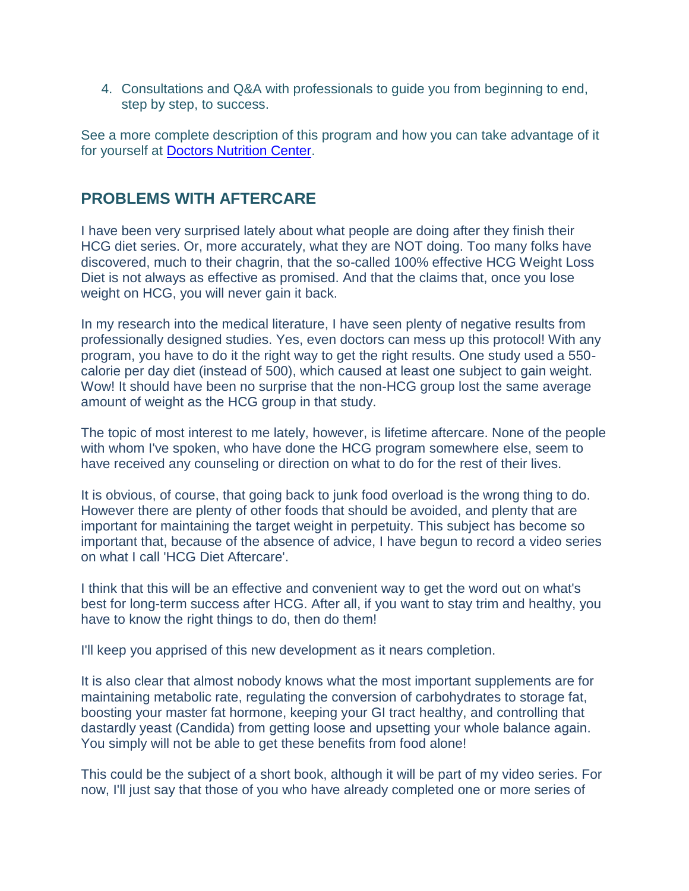4. Consultations and Q&A with professionals to guide you from beginning to end, step by step, to success.

See a more complete description of this program and how you can take advantage of it for yourself at [Doctors Nutrition Center](#).

## PROBLEMS WITH AFTERCARE

I have been very surprised lately about what people are doing after they finish their HCG diet series. Or, more accurately, what they are NOT doing. Too many folks have discovered, much to their chagrin, that the so-called 100% effective HCG Weight Loss Diet is not always as effective as promised. And that the claims that, once you lose weight on HCG, you will never gain it back.

In my research into the medical literature, I have seen plenty of negative results from professionally designed studies. Yes, even doctors can mess up this protocol! With any program, you have to do it the right way to get the right results. One study used a 550-calorie per day diet (instead of 500), which caused at least one subject to gain weight. Wow! It should have been no surprise that the non-HCG group lost the same average amount of weight as the HCG group in that study.

The topic of most interest to me lately, however, is lifetime aftercare. None of the people with whom I've spoken, who have done the HCG program somewhere else, seem to have received any counseling or direction on what to do for the rest of their lives.

It is obvious, of course, that going back to junk food overload is the wrong thing to do. However there are plenty of other foods that should be avoided, and plenty that are important for maintaining the target weight in perpetuity. This subject has become so important that, because of the absence of advice, I have begun to record a video series on what I call 'HCG Diet Aftercare'.

I think that this will be an effective and convenient way to get the word out on what's best for long-term success after HCG. After all, if you want to stay trim and healthy, you have to know the right things to do, then do them!

I'll keep you apprised of this new development as it nears completion.

It is also clear that almost nobody knows what the most important supplements are for maintaining metabolic rate, regulating the conversion of carbohydrates to storage fat, boosting your master fat hormone, keeping your GI tract healthy, and controlling that dastardly yeast (Candida) from getting loose and upsetting your whole balance again. You simply will not be able to get these benefits from food alone!

This could be the subject of a short book, although it will be part of my video series. For now, I'll just say that those of you who have already completed one or more series of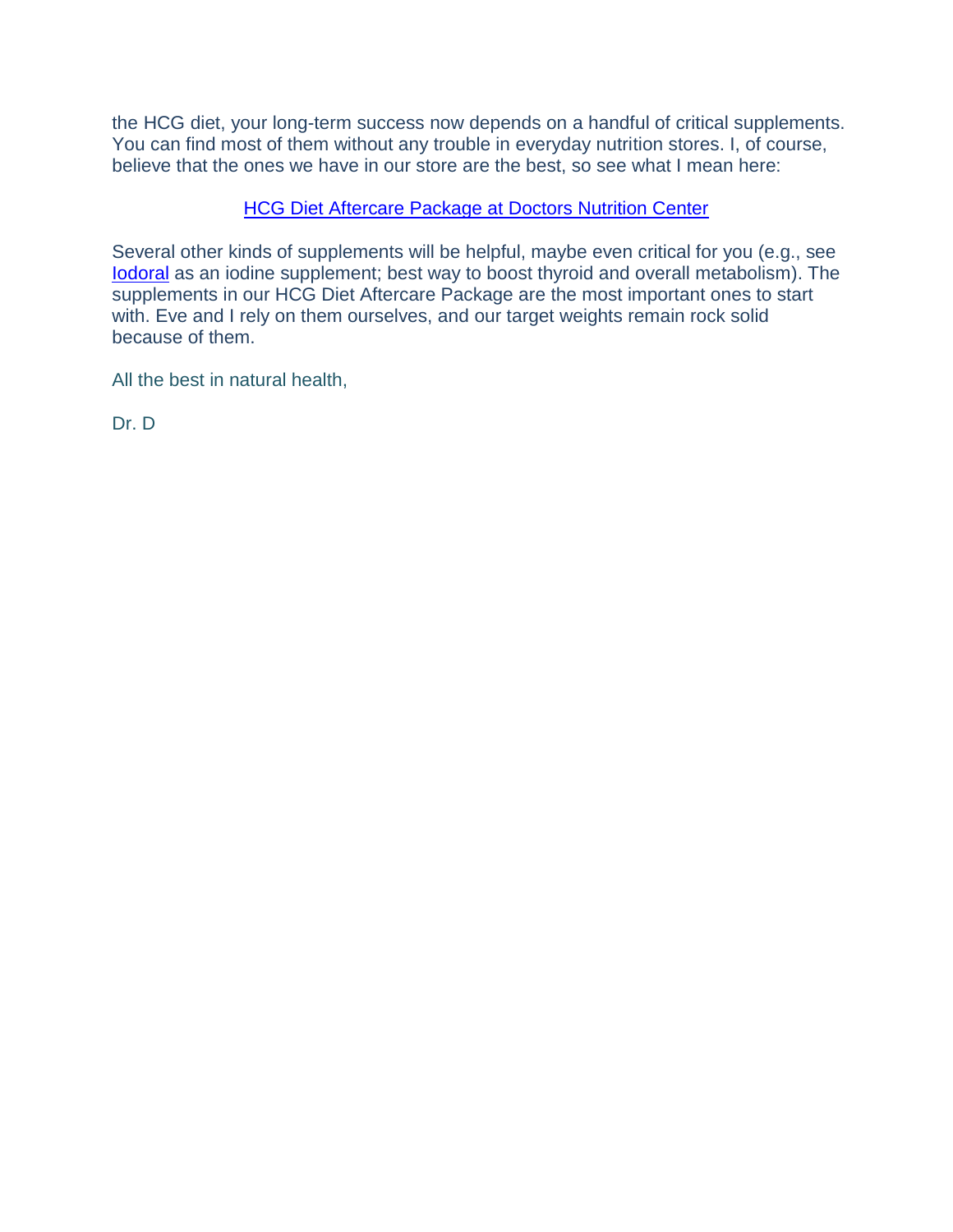the HCG diet, your long-term success now depends on a handful of critical supplements. You can find most of them without any trouble in everyday nutrition stores. I, of course, believe that the ones we have in our store are the best, so see what I mean here:

HCG Diet Aftercare Package at Doctors Nutrition Center

Several other kinds of supplements will be helpful, maybe even critical for you (e.g., see Iodoral as an iodine supplement; best way to boost thyroid and overall metabolism). The supplements in our HCG Diet Aftercare Package are the most important ones to start with. Eve and I rely on them ourselves, and our target weights remain rock solid because of them.

All the best in natural health,

Dr. D